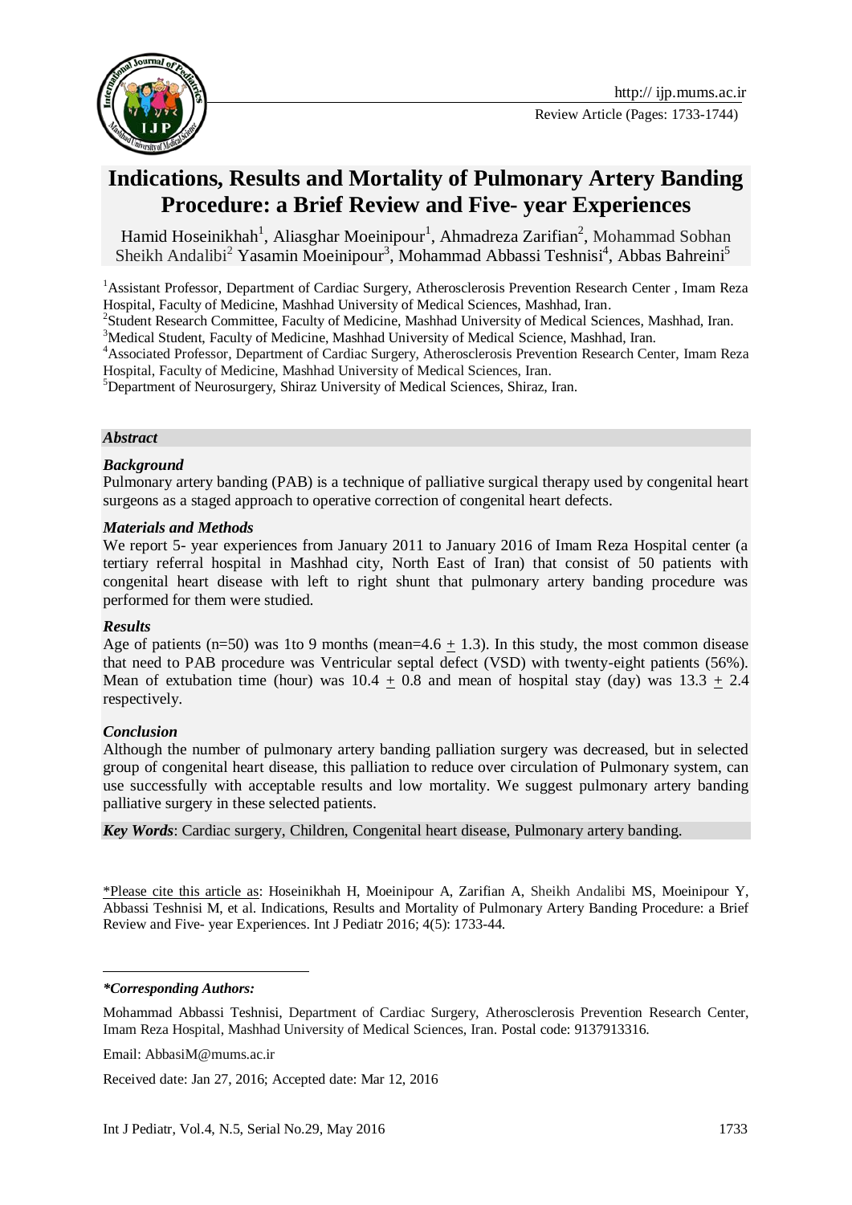http:// ijp.mums.ac.ir

Review Article (Pages: 1733-1744)

# Indications, Results and Mortality of Pulmonary Artery Banding Procedure: a Brief Review and Five- year Experiences

Hamid Hoseinikhah[1], Aliasghar Moeinipour[1], Ahmadreza Zarifian[2], Mohammad Sobhan Sheikh Andalibi[2] Yasamin Moeinipour[3], Mohammad Abbassi Teshnisi[4], Abbas Bahreini[5]

[1]Assistant Professor, Department of Cardiac Surgery, Atherosclerosis Prevention Research Center , Imam Reza Hospital, Faculty of Medicine, Mashhad University of Medical Sciences, Mashhad, Iran.

[2]Student Research Committee, Faculty of Medicine, Mashhad University of Medical Sciences, Mashhad, Iran.

[3]Medical Student, Faculty of Medicine, Mashhad University of Medical Science, Mashhad, Iran.

[4]Associated Professor, Department of Cardiac Surgery, Atherosclerosis Prevention Research Center, Imam Reza Hospital, Faculty of Medicine, Mashhad University of Medical Sciences, Iran.

[5]Department of Neurosurgery, Shiraz University of Medical Sciences, Shiraz, Iran.

***Abstract***

***Background***

Pulmonary artery banding (PAB) is a technique of palliative surgical therapy used by congenital heart surgeons as a staged approach to operative correction of congenital heart defects.

***Materials and Methods***

We report 5- year experiences from January 2011 to January 2016 of Imam Reza Hospital center (a tertiary referral hospital in Mashhad city, North East of Iran) that consist of 50 patients with congenital heart disease with left to right shunt that pulmonary artery banding procedure was performed for them were studied.

***Results***

Age of patients (n=50) was 1to 9 months (mean=4.6 $\pm$ 1.3). In this study, the most common disease that need to PAB procedure was Ventricular septal defect (VSD) with twenty-eight patients (56%). Mean of extubation time (hour) was 10.4 $\pm$ 0.8 and mean of hospital stay (day) was 13.3 $\pm$ 2.4 respectively.

***Conclusion***

Although the number of pulmonary artery banding palliation surgery was decreased, but in selected group of congenital heart disease, this palliation to reduce over circulation of Pulmonary system, can use successfully with acceptable results and low mortality. We suggest pulmonary artery banding palliative surgery in these selected patients.

***Key Words***: Cardiac surgery, Children, Congenital heart disease, Pulmonary artery banding.

*Please cite this article as: Hoseinikhah H, Moeinipour A, Zarifian A, Sheikh Andalibi MS, Moeinipour Y, Abbassi Teshnisi M, et al. Indications, Results and Mortality of Pulmonary Artery Banding Procedure: a Brief Review and Five- year Experiences. Int J Pediatr 2016; 4(5): 1733-44.

***\*Corresponding Authors:***

Mohammad Abbassi Teshnisi, Department of Cardiac Surgery, Atherosclerosis Prevention Research Center, Imam Reza Hospital, Mashhad University of Medical Sciences, Iran. Postal code: 9137913316.

Email: AbbasiM@mums.ac.ir

Received date: Jan 27, 2016; Accepted date: Mar 12, 2016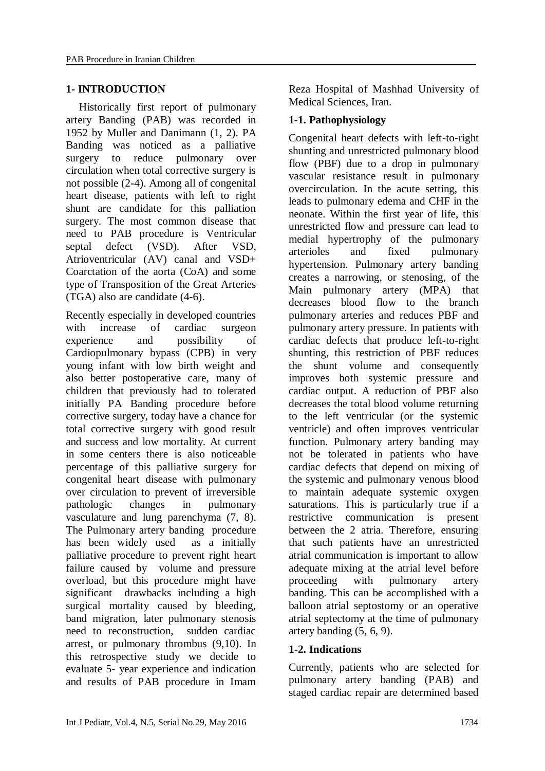## 1- INTRODUCTION

Historically first report of pulmonary artery Banding (PAB) was recorded in 1952 by Muller and Danimann (1, 2). PA Banding was noticed as a palliative surgery to reduce pulmonary over circulation when total corrective surgery is not possible (2-4). Among all of congenital heart disease, patients with left to right shunt are candidate for this palliation surgery. The most common disease that need to PAB procedure is Ventricular septal defect (VSD). After VSD, Atrioventricular (AV) canal and VSD+ Coarctation of the aorta (CoA) and some type of Transposition of the Great Arteries (TGA) also are candidate (4-6).

Recently especially in developed countries with increase of cardiac surgeon experience and possibility of Cardiopulmonary bypass (CPB) in very young infant with low birth weight and also better postoperative care, many of children that previously had to tolerated initially PA Banding procedure before corrective surgery, today have a chance for total corrective surgery with good result and success and low mortality. At current in some centers there is also noticeable percentage of this palliative surgery for congenital heart disease with pulmonary over circulation to prevent of irreversible pathologic changes in pulmonary vasculature and lung parenchyma (7, 8). The Pulmonary artery banding procedure has been widely used as a initially palliative procedure to prevent right heart failure caused by volume and pressure overload, but this procedure might have significant drawbacks including a high surgical mortality caused by bleeding, band migration, later pulmonary stenosis need to reconstruction, sudden cardiac arrest, or pulmonary thrombus (9,10). In this retrospective study we decide to evaluate 5- year experience and indication and results of PAB procedure in Imam Reza Hospital of Mashhad University of Medical Sciences, Iran.

### 1-1. Pathophysiology

Congenital heart defects with left-to-right shunting and unrestricted pulmonary blood flow (PBF) due to a drop in pulmonary vascular resistance result in pulmonary overcirculation. In the acute setting, this leads to pulmonary edema and CHF in the neonate. Within the first year of life, this unrestricted flow and pressure can lead to medial hypertrophy of the pulmonary arterioles and fixed pulmonary hypertension. Pulmonary artery banding creates a narrowing, or stenosing, of the Main pulmonary artery (MPA) that decreases blood flow to the branch pulmonary arteries and reduces PBF and pulmonary artery pressure. In patients with cardiac defects that produce left-to-right shunting, this restriction of PBF reduces the shunt volume and consequently improves both systemic pressure and cardiac output. A reduction of PBF also decreases the total blood volume returning to the left ventricular (or the systemic ventricle) and often improves ventricular function. Pulmonary artery banding may not be tolerated in patients who have cardiac defects that depend on mixing of the systemic and pulmonary venous blood to maintain adequate systemic oxygen saturations. This is particularly true if a restrictive communication is present between the 2 atria. Therefore, ensuring that such patients have an unrestricted atrial communication is important to allow adequate mixing at the atrial level before proceeding with pulmonary artery banding. This can be accomplished with a balloon atrial septostomy or an operative atrial septectomy at the time of pulmonary artery banding (5, 6, 9).

### 1-2. Indications

Currently, patients who are selected for pulmonary artery banding (PAB) and staged cardiac repair are determined based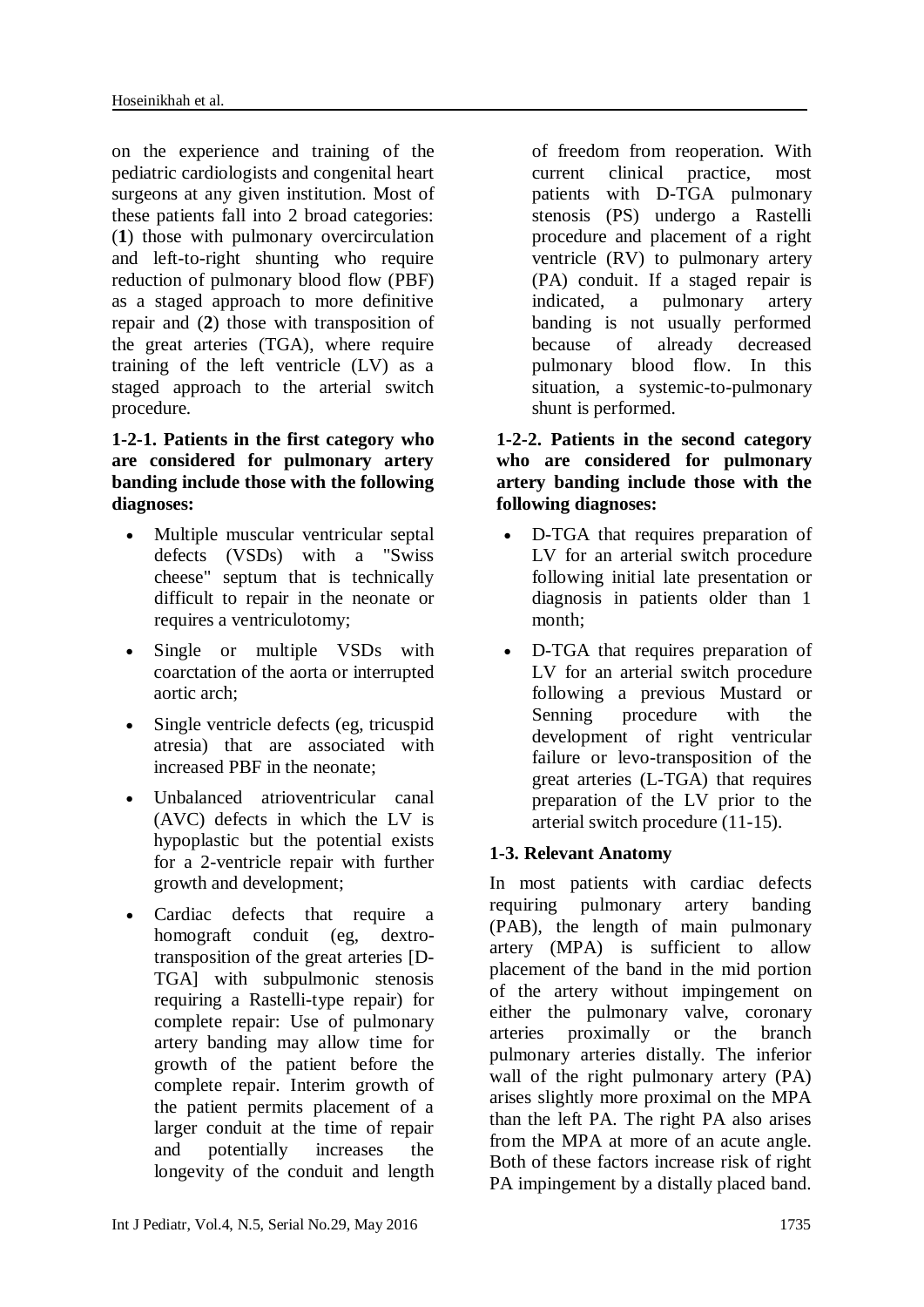on the experience and training of the pediatric cardiologists and congenital heart surgeons at any given institution. Most of these patients fall into 2 broad categories: (**1**) those with pulmonary overcirculation and left-to-right shunting who require reduction of pulmonary blood flow (PBF) as a staged approach to more definitive repair and (**2**) those with transposition of the great arteries (TGA), where require training of the left ventricle (LV) as a staged approach to the arterial switch procedure.

#### 1-2-1. Patients in the first category who are considered for pulmonary artery banding include those with the following diagnoses:

- Multiple muscular ventricular septal defects (VSDs) with a "Swiss cheese" septum that is technically difficult to repair in the neonate or requires a ventriculotomy;
- Single or multiple VSDs with coarctation of the aorta or interrupted aortic arch;
- Single ventricle defects (eg, tricuspid atresia) that are associated with increased PBF in the neonate;
- Unbalanced atrioventricular canal (AVC) defects in which the LV is hypoplastic but the potential exists for a 2-ventricle repair with further growth and development;
- Cardiac defects that require a homograft conduit (eg, dextro-transposition of the great arteries [D-TGA] with subpulmonic stenosis requiring a Rastelli-type repair) for complete repair: Use of pulmonary artery banding may allow time for growth of the patient before the complete repair. Interim growth of the patient permits placement of a larger conduit at the time of repair and potentially increases the longevity of the conduit and length of freedom from reoperation. With current clinical practice, most patients with D-TGA pulmonary stenosis (PS) undergo a Rastelli procedure and placement of a right ventricle (RV) to pulmonary artery (PA) conduit. If a staged repair is indicated, a pulmonary artery banding is not usually performed because of already decreased pulmonary blood flow. In this situation, a systemic-to-pulmonary shunt is performed.

#### 1-2-2. Patients in the second category who are considered for pulmonary artery banding include those with the following diagnoses:

- D-TGA that requires preparation of LV for an arterial switch procedure following initial late presentation or diagnosis in patients older than 1 month;
- D-TGA that requires preparation of LV for an arterial switch procedure following a previous Mustard or Senning procedure with the development of right ventricular failure or levo-transposition of the great arteries (L-TGA) that requires preparation of the LV prior to the arterial switch procedure (11-15).

### 1-3. Relevant Anatomy

In most patients with cardiac defects requiring pulmonary artery banding (PAB), the length of main pulmonary artery (MPA) is sufficient to allow placement of the band in the mid portion of the artery without impingement on either the pulmonary valve, coronary arteries proximally or the branch pulmonary arteries distally. The inferior wall of the right pulmonary artery (PA) arises slightly more proximal on the MPA than the left PA. The right PA also arises from the MPA at more of an acute angle. Both of these factors increase risk of right PA impingement by a distally placed band.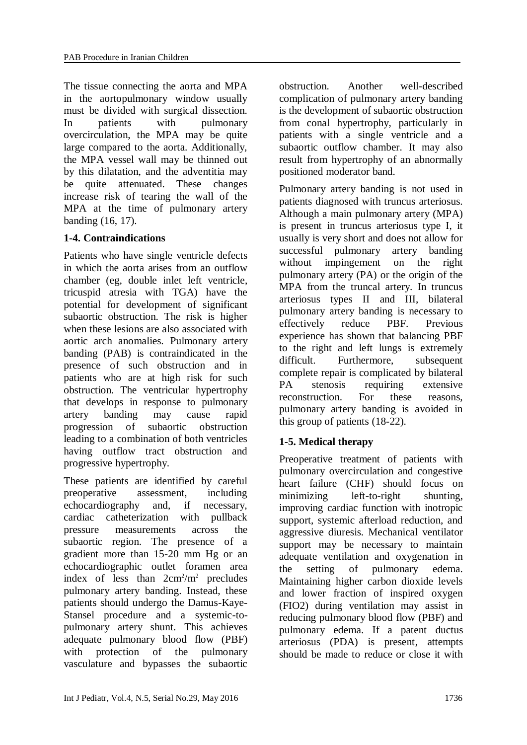The tissue connecting the aorta and MPA in the aortopulmonary window usually must be divided with surgical dissection. In patients with pulmonary overcirculation, the MPA may be quite large compared to the aorta. Additionally, the MPA vessel wall may be thinned out by this dilatation, and the adventitia may be quite attenuated. These changes increase risk of tearing the wall of the MPA at the time of pulmonary artery banding (16, 17).

### 1-4. Contraindications

Patients who have single ventricle defects in which the aorta arises from an outflow chamber (eg, double inlet left ventricle, tricuspid atresia with TGA) have the potential for development of significant subaortic obstruction. The risk is higher when these lesions are also associated with aortic arch anomalies. Pulmonary artery banding (PAB) is contraindicated in the presence of such obstruction and in patients who are at high risk for such obstruction. The ventricular hypertrophy that develops in response to pulmonary artery banding may cause rapid progression of subaortic obstruction leading to a combination of both ventricles having outflow tract obstruction and progressive hypertrophy.

These patients are identified by careful preoperative assessment, including echocardiography and, if necessary, cardiac catheterization with pullback pressure measurements across the subaortic region. The presence of a gradient more than 15-20 mm Hg or an echocardiographic outlet foramen area index of less than $2cm^2/m^2$ precludes pulmonary artery banding. Instead, these patients should undergo the Damus-Kaye-Stansel procedure and a systemic-to-pulmonary artery shunt. This achieves adequate pulmonary blood flow (PBF) with protection of the pulmonary vasculature and bypasses the subaortic obstruction. Another well-described complication of pulmonary artery banding is the development of subaortic obstruction from conal hypertrophy, particularly in patients with a single ventricle and a subaortic outflow chamber. It may also result from hypertrophy of an abnormally positioned moderator band.

Pulmonary artery banding is not used in patients diagnosed with truncus arteriosus. Although a main pulmonary artery (MPA) is present in truncus arteriosus type I, it usually is very short and does not allow for successful pulmonary artery banding without impingement on the right pulmonary artery (PA) or the origin of the MPA from the truncal artery. In truncus arteriosus types II and III, bilateral pulmonary artery banding is necessary to effectively reduce PBF. Previous experience has shown that balancing PBF to the right and left lungs is extremely difficult. Furthermore, subsequent complete repair is complicated by bilateral PA stenosis requiring extensive reconstruction. For these reasons, pulmonary artery banding is avoided in this group of patients (18-22).

### 1-5. Medical therapy

Preoperative treatment of patients with pulmonary overcirculation and congestive heart failure (CHF) should focus on minimizing left-to-right shunting, improving cardiac function with inotropic support, systemic afterload reduction, and aggressive diuresis. Mechanical ventilator support may be necessary to maintain adequate ventilation and oxygenation in the setting of pulmonary edema. Maintaining higher carbon dioxide levels and lower fraction of inspired oxygen (FIO2) during ventilation may assist in reducing pulmonary blood flow (PBF) and pulmonary edema. If a patent ductus arteriosus (PDA) is present, attempts should be made to reduce or close it with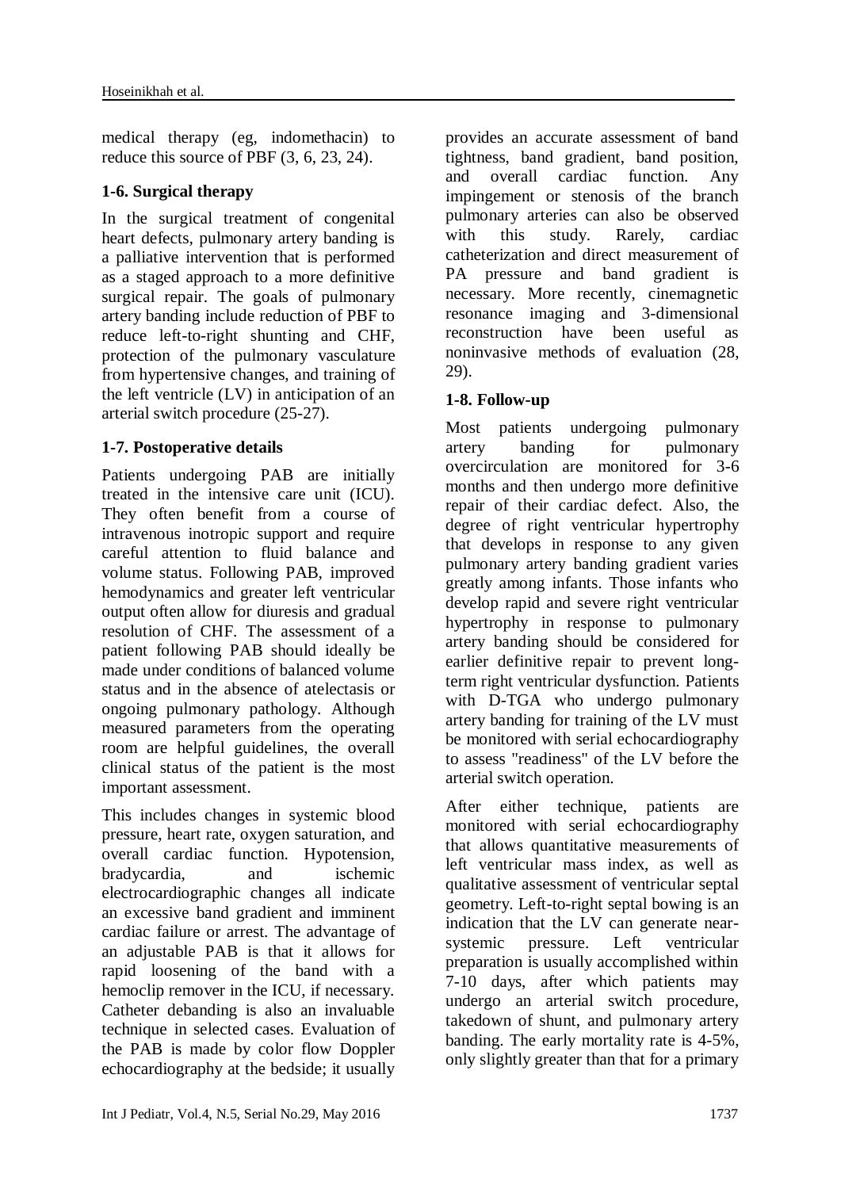medical therapy (eg, indomethacin) to reduce this source of PBF (3, 6, 23, 24).

### 1-6. Surgical therapy

In the surgical treatment of congenital heart defects, pulmonary artery banding is a palliative intervention that is performed as a staged approach to a more definitive surgical repair. The goals of pulmonary artery banding include reduction of PBF to reduce left-to-right shunting and CHF, protection of the pulmonary vasculature from hypertensive changes, and training of the left ventricle (LV) in anticipation of an arterial switch procedure (25-27).

### 1-7. Postoperative details

Patients undergoing PAB are initially treated in the intensive care unit (ICU). They often benefit from a course of intravenous inotropic support and require careful attention to fluid balance and volume status. Following PAB, improved hemodynamics and greater left ventricular output often allow for diuresis and gradual resolution of CHF. The assessment of a patient following PAB should ideally be made under conditions of balanced volume status and in the absence of atelectasis or ongoing pulmonary pathology. Although measured parameters from the operating room are helpful guidelines, the overall clinical status of the patient is the most important assessment.

This includes changes in systemic blood pressure, heart rate, oxygen saturation, and overall cardiac function. Hypotension, bradycardia, and ischemic electrocardiographic changes all indicate an excessive band gradient and imminent cardiac failure or arrest. The advantage of an adjustable PAB is that it allows for rapid loosening of the band with a hemoclip remover in the ICU, if necessary. Catheter debanding is also an invaluable technique in selected cases. Evaluation of the PAB is made by color flow Doppler echocardiography at the bedside; it usually provides an accurate assessment of band tightness, band gradient, band position, and overall cardiac function. Any impingement or stenosis of the branch pulmonary arteries can also be observed with this study. Rarely, cardiac catheterization and direct measurement of PA pressure and band gradient is necessary. More recently, cinemagnetic resonance imaging and 3-dimensional reconstruction have been useful as noninvasive methods of evaluation (28, 29).

### 1-8. Follow-up

Most patients undergoing pulmonary artery banding for pulmonary overcirculation are monitored for 3-6 months and then undergo more definitive repair of their cardiac defect. Also, the degree of right ventricular hypertrophy that develops in response to any given pulmonary artery banding gradient varies greatly among infants. Those infants who develop rapid and severe right ventricular hypertrophy in response to pulmonary artery banding should be considered for earlier definitive repair to prevent long-term right ventricular dysfunction. Patients with D-TGA who undergo pulmonary artery banding for training of the LV must be monitored with serial echocardiography to assess "readiness" of the LV before the arterial switch operation.

After either technique, patients are monitored with serial echocardiography that allows quantitative measurements of left ventricular mass index, as well as qualitative assessment of ventricular septal geometry. Left-to-right septal bowing is an indication that the LV can generate near-systemic pressure. Left ventricular preparation is usually accomplished within 7-10 days, after which patients may undergo an arterial switch procedure, takedown of shunt, and pulmonary artery banding. The early mortality rate is 4-5%, only slightly greater than that for a primary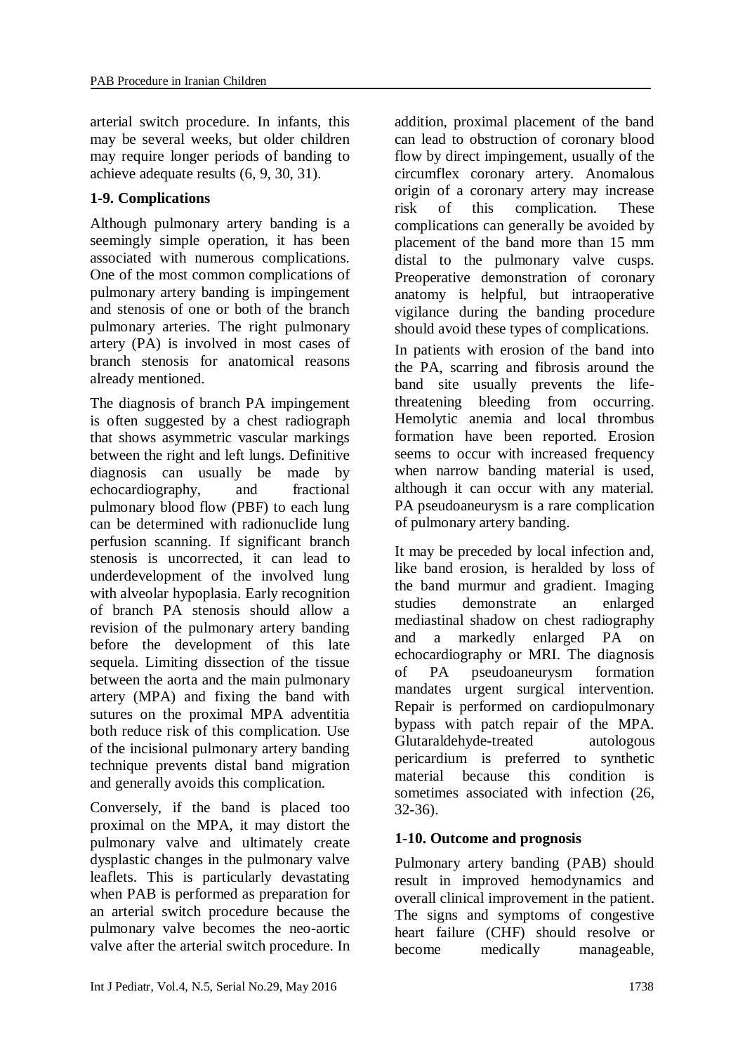arterial switch procedure. In infants, this may be several weeks, but older children may require longer periods of banding to achieve adequate results (6, 9, 30, 31).

### 1-9. Complications

Although pulmonary artery banding is a seemingly simple operation, it has been associated with numerous complications. One of the most common complications of pulmonary artery banding is impingement and stenosis of one or both of the branch pulmonary arteries. The right pulmonary artery (PA) is involved in most cases of branch stenosis for anatomical reasons already mentioned.

The diagnosis of branch PA impingement is often suggested by a chest radiograph that shows asymmetric vascular markings between the right and left lungs. Definitive diagnosis can usually be made by echocardiography, and fractional pulmonary blood flow (PBF) to each lung can be determined with radionuclide lung perfusion scanning. If significant branch stenosis is uncorrected, it can lead to underdevelopment of the involved lung with alveolar hypoplasia. Early recognition of branch PA stenosis should allow a revision of the pulmonary artery banding before the development of this late sequela. Limiting dissection of the tissue between the aorta and the main pulmonary artery (MPA) and fixing the band with sutures on the proximal MPA adventitia both reduce risk of this complication. Use of the incisional pulmonary artery banding technique prevents distal band migration and generally avoids this complication.

Conversely, if the band is placed too proximal on the MPA, it may distort the pulmonary valve and ultimately create dysplastic changes in the pulmonary valve leaflets. This is particularly devastating when PAB is performed as preparation for an arterial switch procedure because the pulmonary valve becomes the neo-aortic valve after the arterial switch procedure. In addition, proximal placement of the band can lead to obstruction of coronary blood flow by direct impingement, usually of the circumflex coronary artery. Anomalous origin of a coronary artery may increase risk of this complication. These complications can generally be avoided by placement of the band more than 15 mm distal to the pulmonary valve cusps. Preoperative demonstration of coronary anatomy is helpful, but intraoperative vigilance during the banding procedure should avoid these types of complications.

In patients with erosion of the band into the PA, scarring and fibrosis around the band site usually prevents the life-threatening bleeding from occurring. Hemolytic anemia and local thrombus formation have been reported. Erosion seems to occur with increased frequency when narrow banding material is used, although it can occur with any material. PA pseudoaneurysm is a rare complication of pulmonary artery banding.

It may be preceded by local infection and, like band erosion, is heralded by loss of the band murmur and gradient. Imaging studies demonstrate an enlarged mediastinal shadow on chest radiography and a markedly enlarged PA on echocardiography or MRI. The diagnosis of PA pseudoaneurysm formation mandates urgent surgical intervention. Repair is performed on cardiopulmonary bypass with patch repair of the MPA. Glutaraldehyde-treated autologous pericardium is preferred to synthetic material because this condition is sometimes associated with infection (26, 32-36).

### 1-10. Outcome and prognosis

Pulmonary artery banding (PAB) should result in improved hemodynamics and overall clinical improvement in the patient. The signs and symptoms of congestive heart failure (CHF) should resolve or become medically manageable,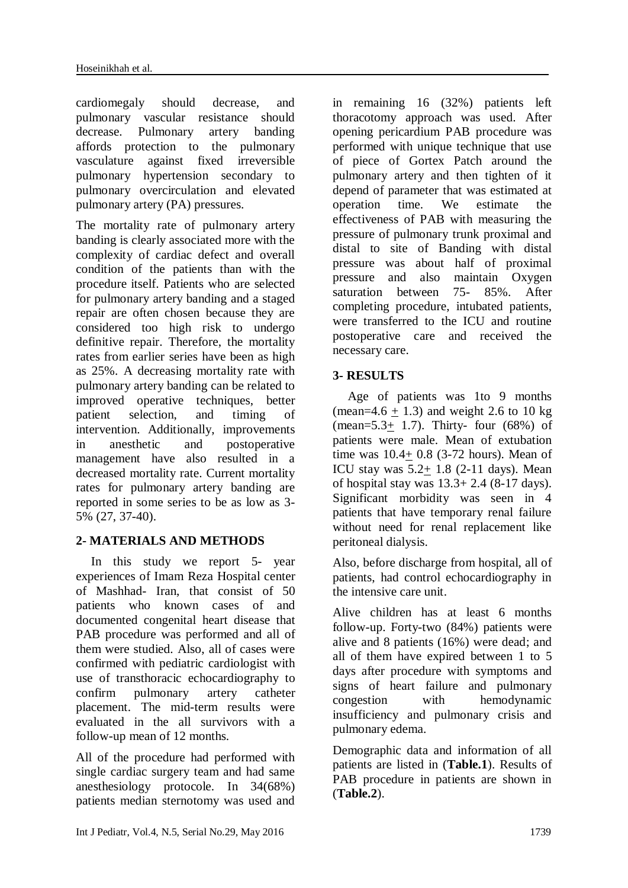cardiomegaly should decrease, and pulmonary vascular resistance should decrease. Pulmonary artery banding affords protection to the pulmonary vasculature against fixed irreversible pulmonary hypertension secondary to pulmonary overcirculation and elevated pulmonary artery (PA) pressures.

The mortality rate of pulmonary artery banding is clearly associated more with the complexity of cardiac defect and overall condition of the patients than with the procedure itself. Patients who are selected for pulmonary artery banding and a staged repair are often chosen because they are considered too high risk to undergo definitive repair. Therefore, the mortality rates from earlier series have been as high as 25%. A decreasing mortality rate with pulmonary artery banding can be related to improved operative techniques, better patient selection, and timing of intervention. Additionally, improvements in anesthetic and postoperative management have also resulted in a decreased mortality rate. Current mortality rates for pulmonary artery banding are reported in some series to be as low as 3-5% (27, 37-40).

## 2- MATERIALS AND METHODS

In this study we report 5- year experiences of Imam Reza Hospital center of Mashhad- Iran, that consist of 50 patients who known cases of and documented congenital heart disease that PAB procedure was performed and all of them were studied. Also, all of cases were confirmed with pediatric cardiologist with use of transthoracic echocardiography to confirm pulmonary artery catheter placement. The mid-term results were evaluated in the all survivors with a follow-up mean of 12 months.

All of the procedure had performed with single cardiac surgery team and had same anesthesiology protocole. In 34(68%) patients median sternotomy was used and in remaining 16 (32%) patients left thoracotomy approach was used. After opening pericardium PAB procedure was performed with unique technique that use of piece of Gortex Patch around the pulmonary artery and then tighten of it depend of parameter that was estimated at operation time. We estimate the effectiveness of PAB with measuring the pressure of pulmonary trunk proximal and distal to site of Banding with distal pressure was about half of proximal pressure and also maintain Oxygen saturation between 75- 85%. After completing procedure, intubated patients, were transferred to the ICU and routine postoperative care and received the necessary care.

## 3- RESULTS

Age of patients was 1to 9 months (mean=4.6 $\pm$ 1.3) and weight 2.6 to 10 kg (mean=5.3$\pm$ 1.7). Thirty- four (68%) of patients were male. Mean of extubation time was 10.4$\pm$ 0.8 (3-72 hours). Mean of ICU stay was 5.2$\pm$ 1.8 (2-11 days). Mean of hospital stay was 13.3+ 2.4 (8-17 days). Significant morbidity was seen in 4 patients that have temporary renal failure without need for renal replacement like peritoneal dialysis.

Also, before discharge from hospital, all of patients, had control echocardiography in the intensive care unit.

Alive children has at least 6 months follow-up. Forty-two (84%) patients were alive and 8 patients (16%) were dead; and all of them have expired between 1 to 5 days after procedure with symptoms and signs of heart failure and pulmonary congestion with hemodynamic insufficiency and pulmonary crisis and pulmonary edema.

Demographic data and information of all patients are listed in (**Table.1**). Results of PAB procedure in patients are shown in (**Table.2**).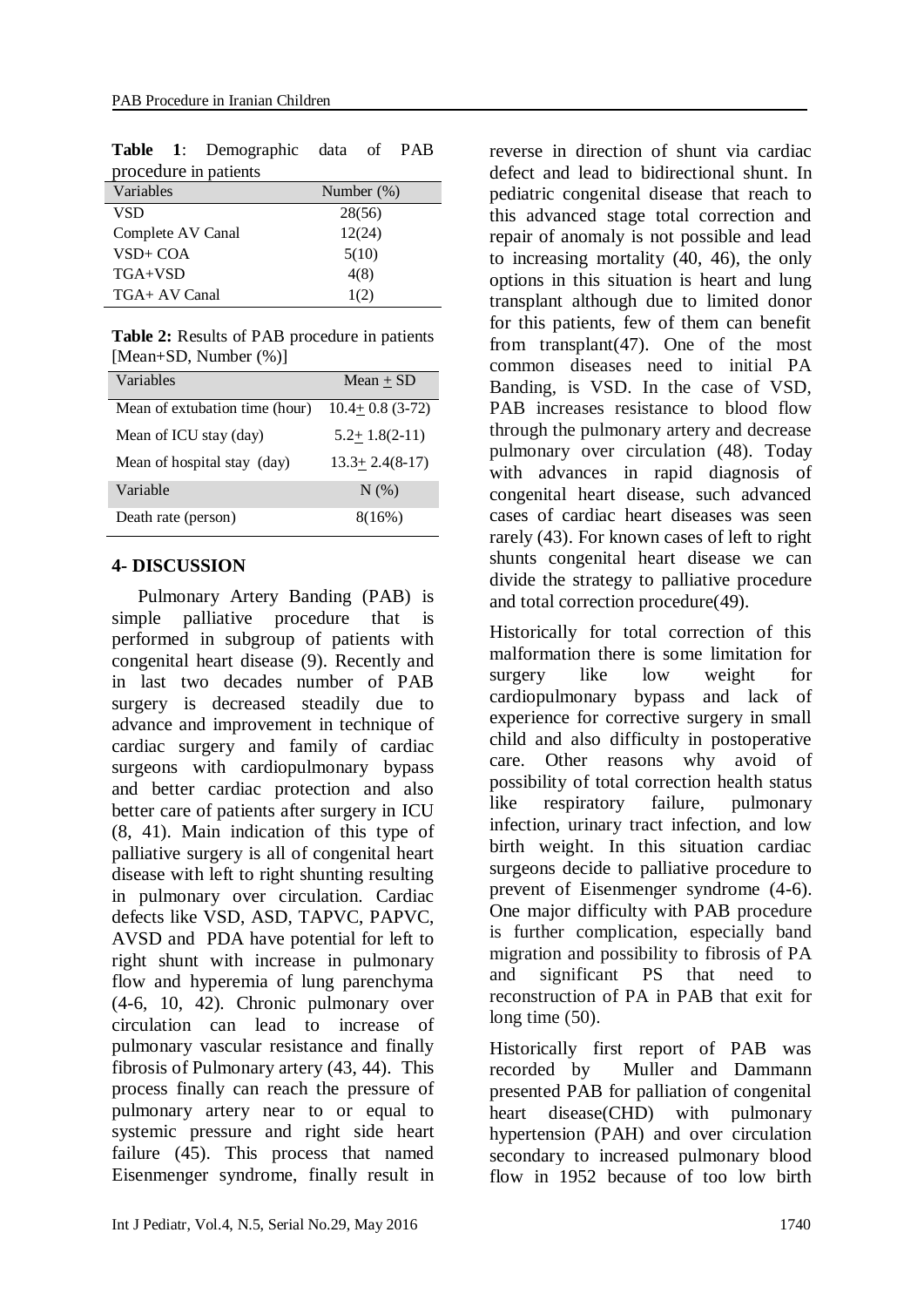**Table 1**: Demographic data of PAB procedure in patients

| Variables | Number (%) |
|---|---|
| VSD | 28(56) |
| Complete AV Canal | 12(24) |
| VSD+ COA | 5(10) |
| TGA+VSD | 4(8) |
| TGA+ AV Canal | 1(2) |

**Table 2:** Results of PAB procedure in patients [Mean+SD, Number (%)]

| Variables | Mean + SD |
|---|---|
| Mean of extubation time (hour) | 10.4+ 0.8 (3-72) |
| Mean of ICU stay (day) | 5.2+ 1.8(2-11) |
| Mean of hospital stay (day) | 13.3+ 2.4(8-17) |
| Variable | N (%) |
| Death rate (person) | 8(16%) |

## 4- DISCUSSION

Pulmonary Artery Banding (PAB) is simple palliative procedure that is performed in subgroup of patients with congenital heart disease (9). Recently and in last two decades number of PAB surgery is decreased steadily due to advance and improvement in technique of cardiac surgery and family of cardiac surgeons with cardiopulmonary bypass and better cardiac protection and also better care of patients after surgery in ICU (8, 41). Main indication of this type of palliative surgery is all of congenital heart disease with left to right shunting resulting in pulmonary over circulation. Cardiac defects like VSD, ASD, TAPVC, PAPVC, AVSD and PDA have potential for left to right shunt with increase in pulmonary flow and hyperemia of lung parenchyma (4-6, 10, 42). Chronic pulmonary over circulation can lead to increase of pulmonary vascular resistance and finally fibrosis of Pulmonary artery (43, 44). This process finally can reach the pressure of pulmonary artery near to or equal to systemic pressure and right side heart failure (45). This process that named Eisenmenger syndrome, finally result in reverse in direction of shunt via cardiac defect and lead to bidirectional shunt. In pediatric congenital disease that reach to this advanced stage total correction and repair of anomaly is not possible and lead to increasing mortality (40, 46), the only options in this situation is heart and lung transplant although due to limited donor for this patients, few of them can benefit from transplant(47). One of the most common diseases need to initial PA Banding, is VSD. In the case of VSD, PAB increases resistance to blood flow through the pulmonary artery and decrease pulmonary over circulation (48). Today with advances in rapid diagnosis of congenital heart disease, such advanced cases of cardiac heart diseases was seen rarely (43). For known cases of left to right shunts congenital heart disease we can divide the strategy to palliative procedure and total correction procedure(49).

Historically for total correction of this malformation there is some limitation for surgery like low weight for cardiopulmonary bypass and lack of experience for corrective surgery in small child and also difficulty in postoperative care. Other reasons why avoid of possibility of total correction health status like respiratory failure, pulmonary infection, urinary tract infection, and low birth weight. In this situation cardiac surgeons decide to palliative procedure to prevent of Eisenmenger syndrome (4-6). One major difficulty with PAB procedure is further complication, especially band migration and possibility to fibrosis of PA and significant PS that need to reconstruction of PA in PAB that exit for long time (50).

Historically first report of PAB was recorded by Muller and Dammann presented PAB for palliation of congenital heart disease(CHD) with pulmonary hypertension (PAH) and over circulation secondary to increased pulmonary blood flow in 1952 because of too low birth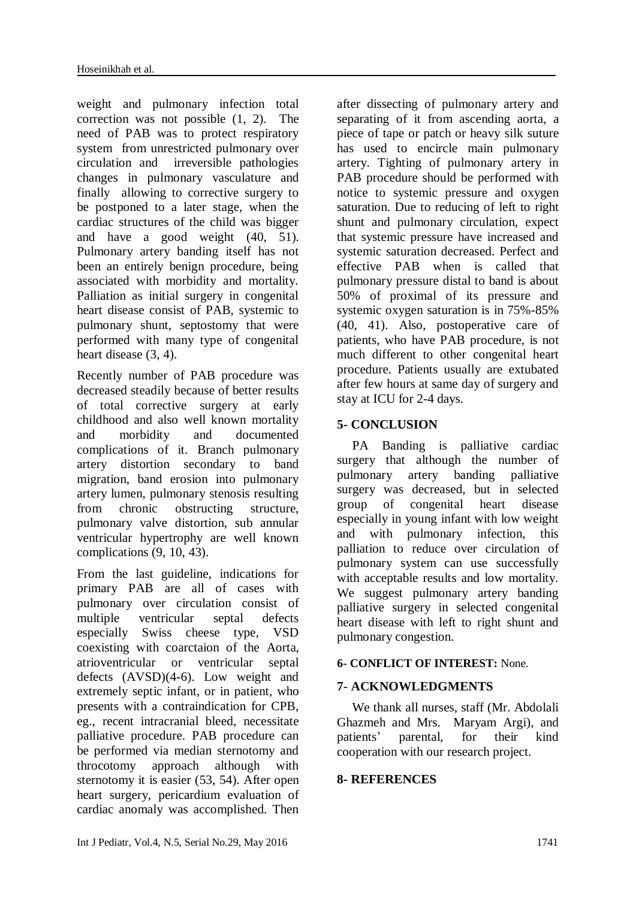weight and pulmonary infection total correction was not possible (1, 2). The need of PAB was to protect respiratory system from unrestricted pulmonary over circulation and irreversible pathologies changes in pulmonary vasculature and finally allowing to corrective surgery to be postponed to a later stage, when the cardiac structures of the child was bigger and have a good weight (40, 51). Pulmonary artery banding itself has not been an entirely benign procedure, being associated with morbidity and mortality. Palliation as initial surgery in congenital heart disease consist of PAB, systemic to pulmonary shunt, septostomy that were performed with many type of congenital heart disease (3, 4).

Recently number of PAB procedure was decreased steadily because of better results of total corrective surgery at early childhood and also well known mortality and morbidity and documented complications of it. Branch pulmonary artery distortion secondary to band migration, band erosion into pulmonary artery lumen, pulmonary stenosis resulting from chronic obstructing structure, pulmonary valve distortion, sub annular ventricular hypertrophy are well known complications (9, 10, 43).

From the last guideline, indications for primary PAB are all of cases with pulmonary over circulation consist of multiple ventricular septal defects especially Swiss cheese type, VSD coexisting with coarctaion of the Aorta, atrioventricular or ventricular septal defects (AVSD)(4-6). Low weight and extremely septic infant, or in patient, who presents with a contraindication for CPB, eg., recent intracranial bleed, necessitate palliative procedure. PAB procedure can be performed via median sternotomy and throcotomy approach although with sternotomy it is easier (53, 54). After open heart surgery, pericardium evaluation of cardiac anomaly was accomplished. Then after dissecting of pulmonary artery and separating of it from ascending aorta, a piece of tape or patch or heavy silk suture has used to encircle main pulmonary artery. Tighting of pulmonary artery in PAB procedure should be performed with notice to systemic pressure and oxygen saturation. Due to reducing of left to right shunt and pulmonary circulation, expect that systemic pressure have increased and systemic saturation decreased. Perfect and effective PAB when is called that pulmonary pressure distal to band is about 50% of proximal of its pressure and systemic oxygen saturation is in 75%-85% (40, 41). Also, postoperative care of patients, who have PAB procedure, is not much different to other congenital heart procedure. Patients usually are extubated after few hours at same day of surgery and stay at ICU for 2-4 days.

## 5- CONCLUSION

PA Banding is palliative cardiac surgery that although the number of pulmonary artery banding palliative surgery was decreased, but in selected group of congenital heart disease especially in young infant with low weight and with pulmonary infection, this palliation to reduce over circulation of pulmonary system can use successfully with acceptable results and low mortality. We suggest pulmonary artery banding palliative surgery in selected congenital heart disease with left to right shunt and pulmonary congestion.

## 6- CONFLICT OF INTEREST: None.

## 7- ACKNOWLEDGMENTS

We thank all nurses, staff (Mr. Abdolali Ghazmeh and Mrs. Maryam Argi), and patients' parental, for their kind cooperation with our research project.

## 8- REFERENCES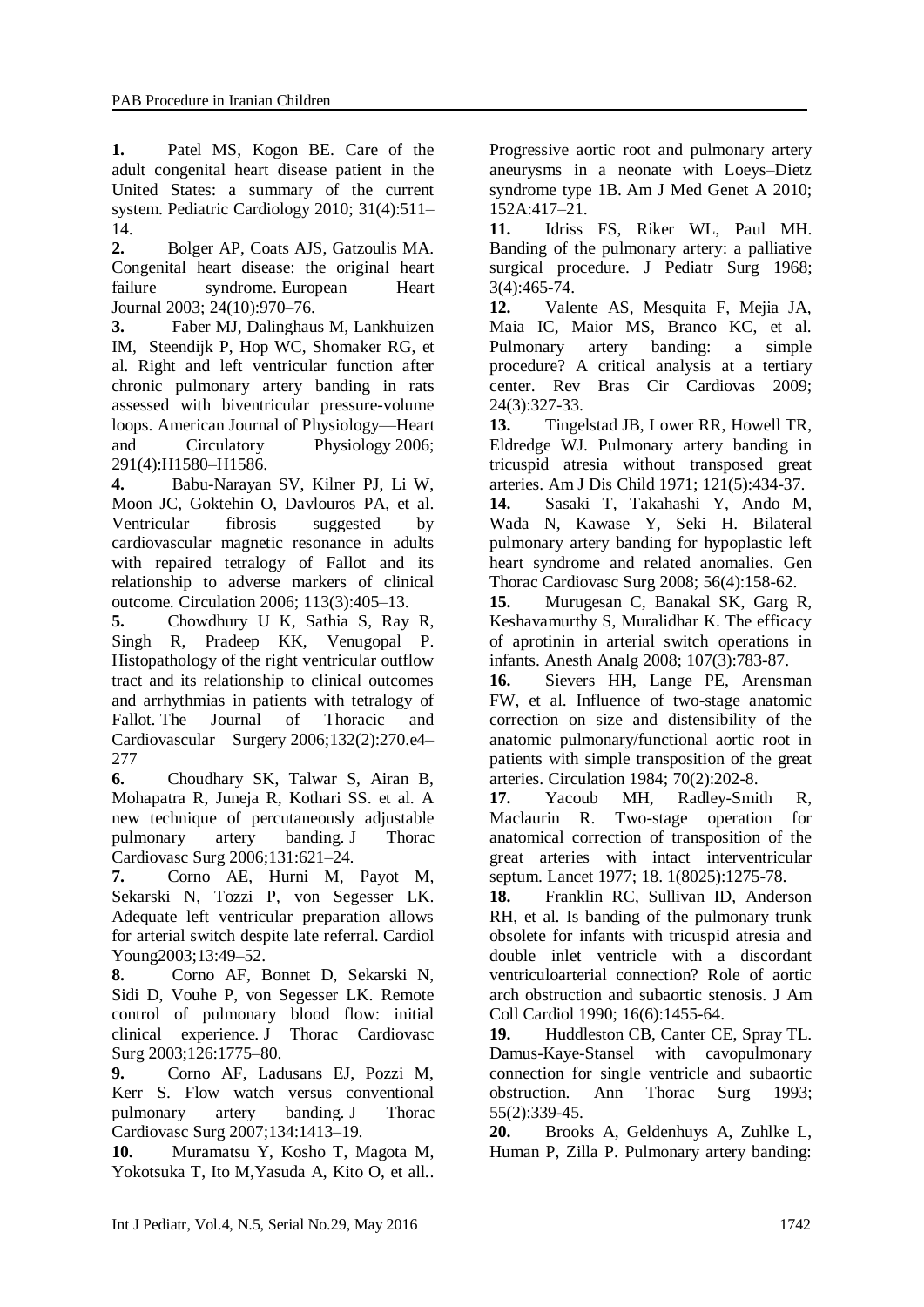**1.** Patel MS, Kogon BE. Care of the adult congenital heart disease patient in the United States: a summary of the current system. Pediatric Cardiology 2010; 31(4):511–14.

**2.** Bolger AP, Coats AJS, Gatzoulis MA. Congenital heart disease: the original heart failure syndrome. European Heart Journal 2003; 24(10):970–76.

**3.** Faber MJ, Dalinghaus M, Lankhuizen IM, Steendijk P, Hop WC, Shomaker RG, et al. Right and left ventricular function after chronic pulmonary artery banding in rats assessed with biventricular pressure-volume loops. American Journal of Physiology—Heart and Circulatory Physiology 2006; 291(4):H1580–H1586.

**4.** Babu-Narayan SV, Kilner PJ, Li W, Moon JC, Goktehin O, Davlouros PA, et al. Ventricular fibrosis suggested by cardiovascular magnetic resonance in adults with repaired tetralogy of Fallot and its relationship to adverse markers of clinical outcome. Circulation 2006; 113(3):405–13.

**5.** Chowdhury U K, Sathia S, Ray R, Singh R, Pradeep KK, Venugopal P. Histopathology of the right ventricular outflow tract and its relationship to clinical outcomes and arrhythmias in patients with tetralogy of Fallot. The Journal of Thoracic and Cardiovascular Surgery 2006;132(2):270.e4–277

**6.** Choudhary SK, Talwar S, Airan B, Mohapatra R, Juneja R, Kothari SS. et al. A new technique of percutaneously adjustable pulmonary artery banding. J Thorac Cardiovasc Surg 2006;131:621–24.

**7.** Corno AE, Hurni M, Payot M, Sekarski N, Tozzi P, von Segesser LK. Adequate left ventricular preparation allows for arterial switch despite late referral. Cardiol Young2003;13:49–52.

**8.** Corno AF, Bonnet D, Sekarski N, Sidi D, Vouhe P, von Segesser LK. Remote control of pulmonary blood flow: initial clinical experience. J Thorac Cardiovasc Surg 2003;126:1775–80.

**9.** Corno AF, Ladusans EJ, Pozzi M, Kerr S. Flow watch versus conventional pulmonary artery banding. J Thorac Cardiovasc Surg 2007;134:1413–19.

**10.** Muramatsu Y, Kosho T, Magota M, Yokotsuka T, Ito M,Yasuda A, Kito O, et all.. Progressive aortic root and pulmonary artery aneurysms in a neonate with Loeys–Dietz syndrome type 1B. Am J Med Genet A 2010; 152A:417–21.

**11.** Idriss FS, Riker WL, Paul MH. Banding of the pulmonary artery: a palliative surgical procedure. J Pediatr Surg 1968; 3(4):465-74.

**12.** Valente AS, Mesquita F, Mejia JA, Maia IC, Maior MS, Branco KC, et al. Pulmonary artery banding: a simple procedure? A critical analysis at a tertiary center. Rev Bras Cir Cardiovas 2009; 24(3):327-33.

**13.** Tingelstad JB, Lower RR, Howell TR, Eldredge WJ. Pulmonary artery banding in tricuspid atresia without transposed great arteries. Am J Dis Child 1971; 121(5):434-37.

**14.** Sasaki T, Takahashi Y, Ando M, Wada N, Kawase Y, Seki H. Bilateral pulmonary artery banding for hypoplastic left heart syndrome and related anomalies. Gen Thorac Cardiovasc Surg 2008; 56(4):158-62.

**15.** Murugesan C, Banakal SK, Garg R, Keshavamurthy S, Muralidhar K. The efficacy of aprotinin in arterial switch operations in infants. Anesth Analg 2008; 107(3):783-87.

**16.** Sievers HH, Lange PE, Arensman FW, et al. Influence of two-stage anatomic correction on size and distensibility of the anatomic pulmonary/functional aortic root in patients with simple transposition of the great arteries. Circulation 1984; 70(2):202-8.

**17.** Yacoub MH, Radley-Smith R, Maclaurin R. Two-stage operation for anatomical correction of transposition of the great arteries with intact interventricular septum. Lancet 1977; 18. 1(8025):1275-78.

**18.** Franklin RC, Sullivan ID, Anderson RH, et al. Is banding of the pulmonary trunk obsolete for infants with tricuspid atresia and double inlet ventricle with a discordant ventriculoarterial connection? Role of aortic arch obstruction and subaortic stenosis. J Am Coll Cardiol 1990; 16(6):1455-64.

**19.** Huddleston CB, Canter CE, Spray TL. Damus-Kaye-Stansel with cavopulmonary connection for single ventricle and subaortic obstruction. Ann Thorac Surg 1993; 55(2):339-45.

**20.** Brooks A, Geldenhuys A, Zuhlke L, Human P, Zilla P. Pulmonary artery banding: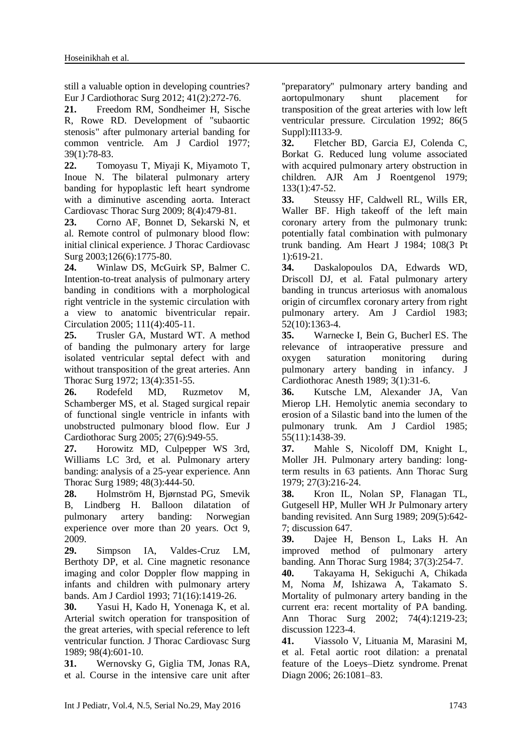still a valuable option in developing countries? Eur J Cardiothorac Surg 2012; 41(2):272-76.

**21.** Freedom RM, Sondheimer H, Sische R, Rowe RD. Development of "subaortic stenosis" after pulmonary arterial banding for common ventricle. Am J Cardiol 1977; 39(1):78-83.

**22.** Tomoyasu T, Miyaji K, Miyamoto T, Inoue N. The bilateral pulmonary artery banding for hypoplastic left heart syndrome with a diminutive ascending aorta. Interact Cardiovasc Thorac Surg 2009; 8(4):479-81.

**23.** Corno AF, Bonnet D, Sekarski N, et al. Remote control of pulmonary blood flow: initial clinical experience. J Thorac Cardiovasc Surg 2003;126(6):1775-80.

**24.** Winlaw DS, McGuirk SP, Balmer C. Intention-to-treat analysis of pulmonary artery banding in conditions with a morphological right ventricle in the systemic circulation with a view to anatomic biventricular repair. Circulation 2005; 111(4):405-11.

**25.** Trusler GA, Mustard WT. A method of banding the pulmonary artery for large isolated ventricular septal defect with and without transposition of the great arteries. Ann Thorac Surg 1972; 13(4):351-55.

**26.** Rodefeld MD, Ruzmetov M, Schamberger MS, et al. Staged surgical repair of functional single ventricle in infants with unobstructed pulmonary blood flow. Eur J Cardiothorac Surg 2005; 27(6):949-55.

**27.** Horowitz MD, Culpepper WS 3rd, Williams LC 3rd, et al. Pulmonary artery banding: analysis of a 25-year experience. Ann Thorac Surg 1989; 48(3):444-50.

**28.** Holmström H, Bjørnstad PG, Smevik B, Lindberg H. Balloon dilatation of pulmonary artery banding: Norwegian experience over more than 20 years. Oct 9, 2009.

**29.** Simpson IA, Valdes-Cruz LM, Berthoty DP, et al. Cine magnetic resonance imaging and color Doppler flow mapping in infants and children with pulmonary artery bands. Am J Cardiol 1993; 71(16):1419-26.

**30.** Yasui H, Kado H, Yonenaga K, et al. Arterial switch operation for transposition of the great arteries, with special reference to left ventricular function. J Thorac Cardiovasc Surg 1989; 98(4):601-10.

**31.** Wernovsky G, Giglia TM, Jonas RA, et al. Course in the intensive care unit after "preparatory" pulmonary artery banding and aortopulmonary shunt placement for transposition of the great arteries with low left ventricular pressure. Circulation 1992; 86(5 Suppl):II133-9.

**32.** Fletcher BD, Garcia EJ, Colenda C, Borkat G. Reduced lung volume associated with acquired pulmonary artery obstruction in children. AJR Am J Roentgenol 1979; 133(1):47-52.

**33.** Steussy HF, Caldwell RL, Wills ER, Waller BF. High takeoff of the left main coronary artery from the pulmonary trunk: potentially fatal combination with pulmonary trunk banding. Am Heart J 1984; 108(3 Pt 1):619-21.

**34.** Daskalopoulos DA, Edwards WD, Driscoll DJ, et al. Fatal pulmonary artery banding in truncus arteriosus with anomalous origin of circumflex coronary artery from right pulmonary artery. Am J Cardiol 1983; 52(10):1363-4.

**35.** Warnecke I, Bein G, Bucherl ES. The relevance of intraoperative pressure and oxygen saturation monitoring during pulmonary artery banding in infancy. J Cardiothorac Anesth 1989; 3(1):31-6.

**36.** Kutsche LM, Alexander JA, Van Mierop LH. Hemolytic anemia secondary to erosion of a Silastic band into the lumen of the pulmonary trunk. Am J Cardiol 1985; 55(11):1438-39.

**37.** Mahle S, Nicoloff DM, Knight L, Moller JH. Pulmonary artery banding: long-term results in 63 patients. Ann Thorac Surg 1979; 27(3):216-24.

**38.** Kron IL, Nolan SP, Flanagan TL, Gutgesell HP, Muller WH Jr Pulmonary artery banding revisited. Ann Surg 1989; 209(5):642-7; discussion 647.

**39.** Dajee H, Benson L, Laks H. An improved method of pulmonary artery banding. Ann Thorac Surg 1984; 37(3):254-7.

**40.** Takayama H, Sekiguchi A, Chikada M, Noma *M*, Ishizawa A, Takamato S. Mortality of pulmonary artery banding in the current era: recent mortality of PA banding. Ann Thorac Surg 2002; 74(4):1219-23; discussion 1223-4.

**41.** Viassolo V, Lituania M, Marasini M, et al. Fetal aortic root dilation: a prenatal feature of the Loeys–Dietz syndrome. Prenat Diagn 2006; 26:1081–83.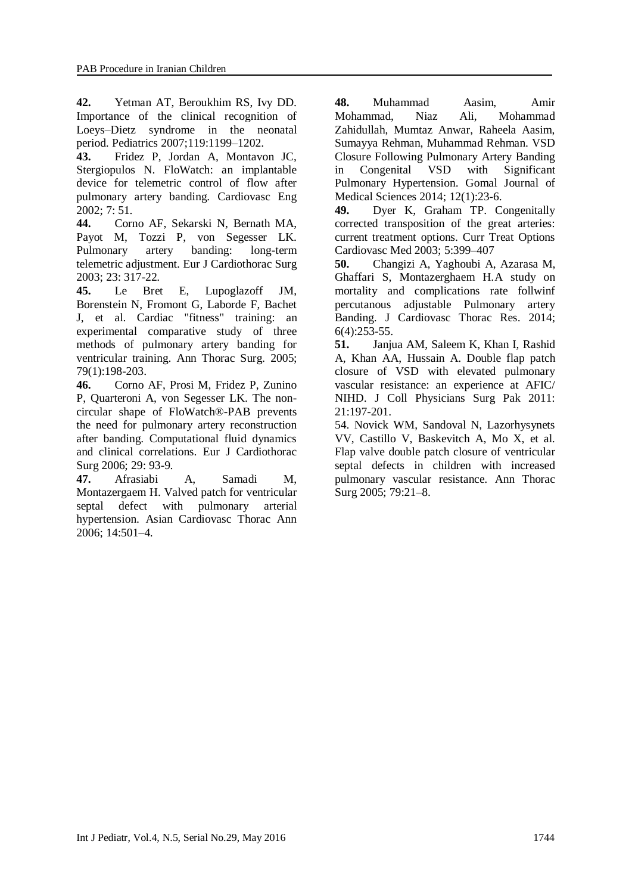**42.** Yetman AT, Beroukhim RS, Ivy DD. Importance of the clinical recognition of Loeys–Dietz syndrome in the neonatal period. Pediatrics 2007;119:1199–1202.

**43.** Fridez P, Jordan A, Montavon JC, Stergiopulos N. FloWatch: an implantable device for telemetric control of flow after pulmonary artery banding. Cardiovasc Eng 2002; 7: 51.

**44.** Corno AF, Sekarski N, Bernath MA, Payot M, Tozzi P, von Segesser LK. Pulmonary artery banding: long-term telemetric adjustment. Eur J Cardiothorac Surg 2003; 23: 317-22.

**45.** Le Bret E, Lupoglazoff JM, Borenstein N, Fromont G, Laborde F, Bachet J, et al. Cardiac "fitness" training: an experimental comparative study of three methods of pulmonary artery banding for ventricular training. Ann Thorac Surg. 2005; 79(1):198-203.

**46.** Corno AF, Prosi M, Fridez P, Zunino P, Quarteroni A, von Segesser LK. The non-circular shape of FloWatch®-PAB prevents the need for pulmonary artery reconstruction after banding. Computational fluid dynamics and clinical correlations. Eur J Cardiothorac Surg 2006; 29: 93-9.

**47.** Afrasiabi A, Samadi M, Montazergaem H. Valved patch for ventricular septal defect with pulmonary arterial hypertension. Asian Cardiovasc Thorac Ann 2006; 14:501–4.

**48.** Muhammad Aasim, Amir Mohammad, Niaz Ali, Mohammad Zahidullah, Mumtaz Anwar, Raheela Aasim, Sumayya Rehman, Muhammad Rehman. VSD Closure Following Pulmonary Artery Banding in Congenital VSD with Significant Pulmonary Hypertension. Gomal Journal of Medical Sciences 2014; 12(1):23-6.

**49.** Dyer K, Graham TP. Congenitally corrected transposition of the great arteries: current treatment options. Curr Treat Options Cardiovasc Med 2003; 5:399–407

**50.** Changizi A, Yaghoubi A, Azarasa M, Ghaffari S, Montazerghaem H.A study on mortality and complications rate follwinf percutanous adjustable Pulmonary artery Banding. J Cardiovasc Thorac Res. 2014; 6(4):253-55.

**51.** Janjua AM, Saleem K, Khan I, Rashid A, Khan AA, Hussain A. Double flap patch closure of VSD with elevated pulmonary vascular resistance: an experience at AFIC/ NIHD. J Coll Physicians Surg Pak 2011: 21:197-201.

54. Novick WM, Sandoval N, Lazorhysynets VV, Castillo V, Baskevitch A, Mo X, et al. Flap valve double patch closure of ventricular septal defects in children with increased pulmonary vascular resistance. Ann Thorac Surg 2005; 79:21–8.